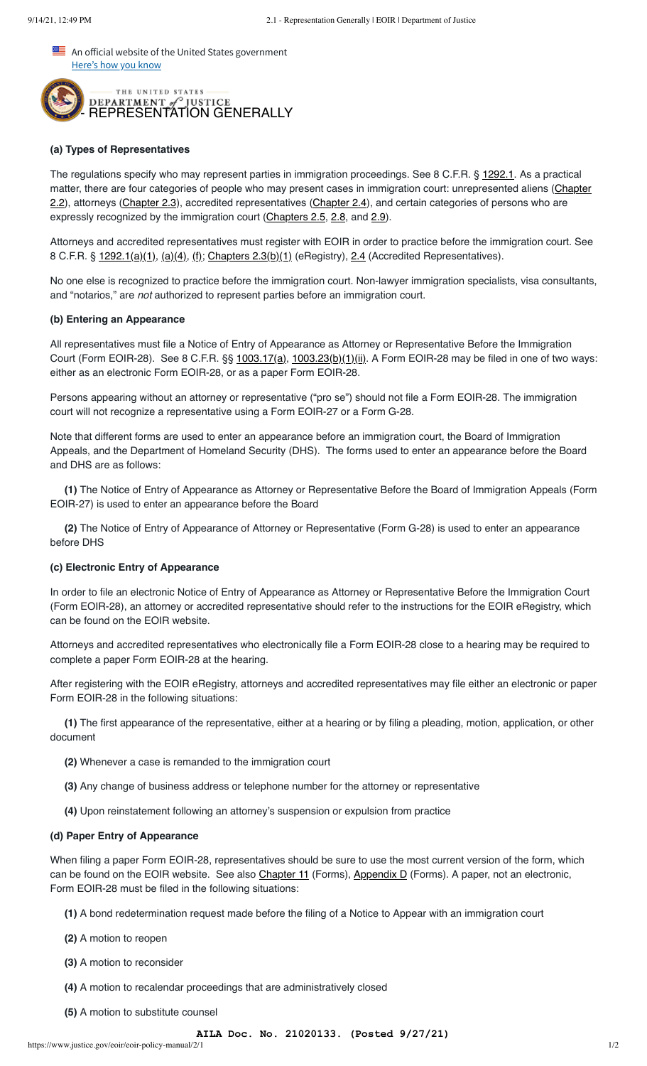# - REPRESENTATION GENERALLY

### (a) Types of Representatives

The regulations specify who may represent parties in immigration proceedings. See 8 C.F.R. § 1292.1. As a practical matter, there are four categories of people who may present cases in immigration court: unrepresented aliens (Chapter 2.2), attorneys (Chapter 2.3), accredited representatives (Chapter 2.4), and certain categories of persons who are expressly recognized by the immigration court (Chapters 2.5, 2.8, and 2.9).

Attorneys and accredited representatives must register with EOIR in order to practice before the immigration court. See 8 C.F.R. § 1292.1(a)(1), (a)(4), (f); Chapters 2.3(b)(1) (eRegistry), 2.4 (Accredited Representatives).

No one else is recognized to practice before the immigration court. Non-lawyer immigration specialists, visa consultants, and "notarios," are *not* authorized to represent parties before an immigration court.

### (b) Entering an Appearance

All representatives must file a Notice of Entry of Appearance as Attorney or Representative Before the Immigration Court (Form EOIR-28). See 8 C.F.R. §§ 1003.17(a), 1003.23(b)(1)(ii). A Form EOIR-28 may be filed in one of two ways: either as an electronic Form EOIR-28, or as a paper Form EOIR-28.

Persons appearing without an attorney or representative ("pro se") should not file a Form EOIR-28. The immigration court will not recognize a representative using a Form EOIR-27 or a Form G-28.

Note that different forms are used to enter an appearance before an immigration court, the Board of Immigration Appeals, and the Department of Homeland Security (DHS). The forms used to enter an appearance before the Board and DHS are as follows:

**(1)** The Notice of Entry of Appearance as Attorney or Representative Before the Board of Immigration Appeals (Form EOIR-27) is used to enter an appearance before the Board

**(2)** The Notice of Entry of Appearance of Attorney or Representative (Form G-28) is used to enter an appearance before DHS

### (c) Electronic Entry of Appearance

In order to file an electronic Notice of Entry of Appearance as Attorney or Representative Before the Immigration Court (Form EOIR-28), an attorney or accredited representative should refer to the instructions for the EOIR eRegistry, which can be found on the EOIR website.

Attorneys and accredited representatives who electronically file a Form EOIR-28 close to a hearing may be required to complete a paper Form EOIR-28 at the hearing.

After registering with the EOIR eRegistry, attorneys and accredited representatives may file either an electronic or paper Form EOIR-28 in the following situations:

**(1)** The first appearance of the representative, either at a hearing or by filing a pleading, motion, application, or other document

**(2)** Whenever a case is remanded to the immigration court

**(3)** Any change of business address or telephone number for the attorney or representative

**(4)** Upon reinstatement following an attorney's suspension or expulsion from practice

### (d) Paper Entry of Appearance

When filing a paper Form EOIR-28, representatives should be sure to use the most current version of the form, which can be found on the EOIR website. See also Chapter 11 (Forms), Appendix D (Forms). A paper, not an electronic, Form EOIR-28 must be filed in the following situations:

**(1)** A bond redetermination request made before the filing of a Notice to Appear with an immigration court

**(2)** A motion to reopen

**(3)** A motion to reconsider

**(4)** A motion to recalendar proceedings that are administratively closed

**(5)** A motion to substitute counsel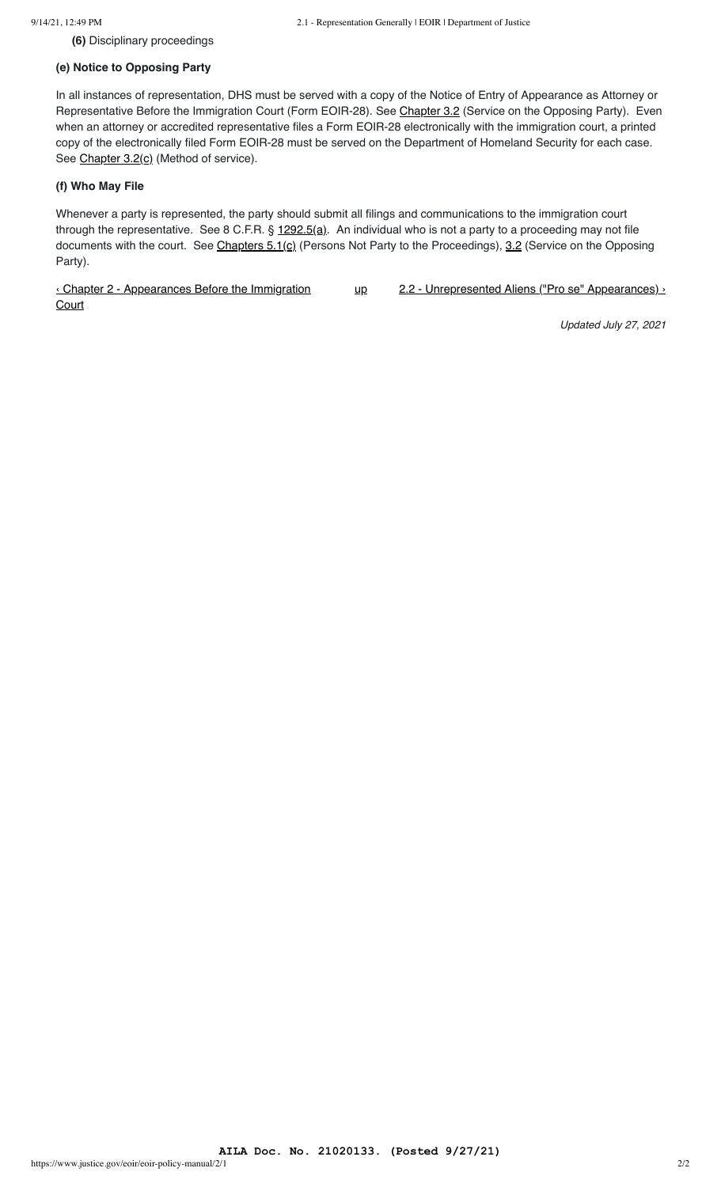**(6)** Disciplinary proceedings

### (e) Notice to Opposing Party

In all instances of representation, DHS must be served with a copy of the Notice of Entry of Appearance as Attorney or Representative Before the Immigration Court (Form EOIR-28). See Chapter 3.2 (Service on the Opposing Party). Even when an attorney or accredited representative files a Form EOIR-28 electronically with the immigration court, a printed copy of the electronically filed Form EOIR-28 must be served on the Department of Homeland Security for each case. See Chapter 3.2(c) (Method of service).

### (f) Who May File

Whenever a party is represented, the party should submit all filings and communications to the immigration court through the representative. See 8 C.F.R. § 1292.5(a). An individual who is not a party to a proceeding may not file documents with the court. See Chapters 5.1(c) (Persons Not Party to the Proceedings), 3.2 (Service on the Opposing Party).

‹ Chapter 2 - Appearances Before the Immigration Court    up    2.2 - Unrepresented Aliens ("Pro se" Appearances) ›

*Updated July 27, 2021*

**AILA Doc. No. 21020133. (Posted 9/27/21)**